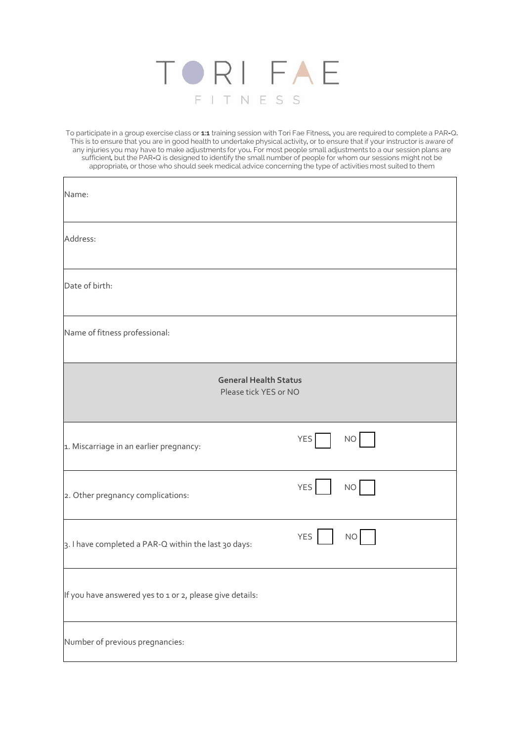# TORI FAE

FITNESS

To participate in a group exercise class or **1:1** training session with Tori Fae Fitness, you are required to complete a PAR-Q. This is to ensure that you are in good health to undertake physical activity, or to ensure that if your instructor is aware of any injuries you may have to make adjustments for you. For most people small adjustments to a our session plans are sufficient, but the PAR-Q is designed to identify the small number of people for whom our sessions might not be appropriate, or those who should seek medical advice concerning the type of activities most suited to them

| Name: | |
|---|---|
| Address: | |
| Date of birth: | |
| Name of fitness professional: | |
| **General Health Status** Please tick YES or NO | |
| 1. Miscarriage in an earlier pregnancy: | YES ☐ NO ☐ |
| 2. Other pregnancy complications: | YES ☐ NO ☐ |
| 3. I have completed a PAR-Q within the last 30 days: | YES ☐ NO ☐ |
| If you have answered yes to 1 or 2, please give details: | |
| Number of previous pregnancies: | |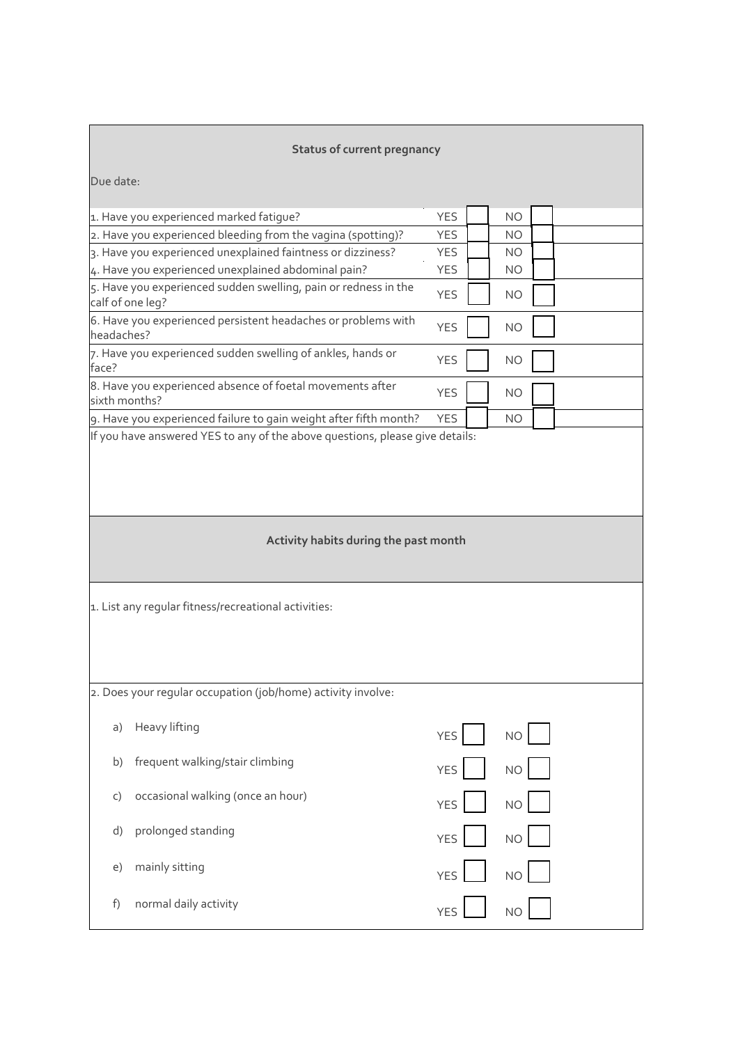## Status of current pregnancy

Due date:

| | | | | |
|---|---|---|---|---|
| 1. Have you experienced marked fatigue? | YES | ☐ | NO | ☐ |
| 2. Have you experienced bleeding from the vagina (spotting)? | YES | ☐ | NO | ☐ |
| 3. Have you experienced unexplained faintness or dizziness? | YES | ☐ | NO | ☐ |
| 4. Have you experienced unexplained abdominal pain? | YES | ☐ | NO | ☐ |
| 5. Have you experienced sudden swelling, pain or redness in the calf of one leg? | YES | ☐ | NO | ☐ |
| 6. Have you experienced persistent headaches or problems with headaches? | YES | ☐ | NO | ☐ |
| 7. Have you experienced sudden swelling of ankles, hands or face? | YES | ☐ | NO | ☐ |
| 8. Have you experienced absence of foetal movements after sixth months? | YES | ☐ | NO | ☐ |
| 9. Have you experienced failure to gain weight after fifth month? | YES | ☐ | NO | ☐ |

If you have answered YES to any of the above questions, please give details:

## Activity habits during the past month

1. List any regular fitness/recreational activities:

2. Does your regular occupation (job/home) activity involve:

| | | | | |
|---|---|---|---|---|
| a) Heavy lifting | YES | ☐ | NO | ☐ |
| b) frequent walking/stair climbing | YES | ☐ | NO | ☐ |
| c) occasional walking (once an hour) | YES | ☐ | NO | ☐ |
| d) prolonged standing | YES | ☐ | NO | ☐ |
| e) mainly sitting | YES | ☐ | NO | ☐ |
| f) normal daily activity | YES | ☐ | NO | ☐ |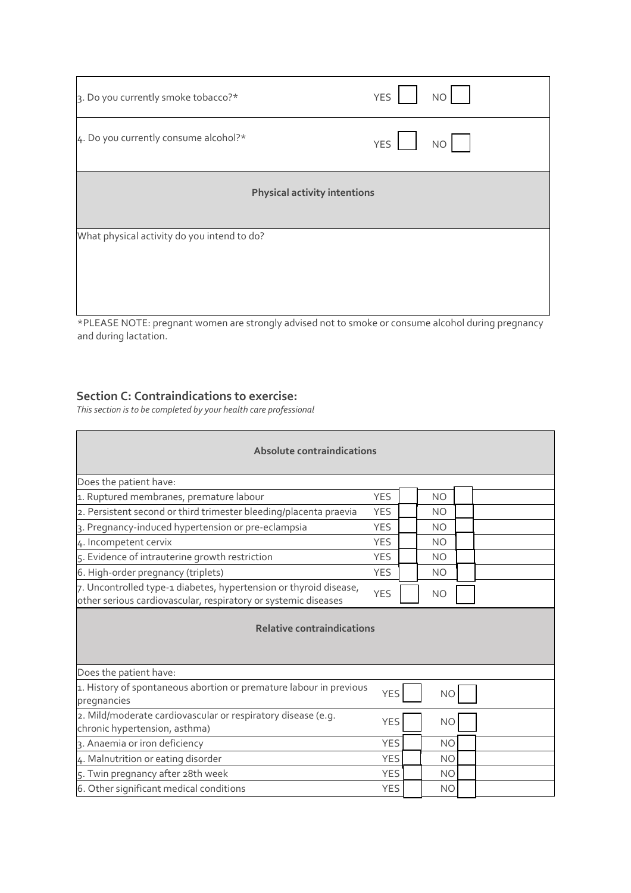| | | |
|---|---|---|
| 3. Do you currently smoke tobacco?* | YES ☐ | NO ☐ |
| 4. Do you currently consume alcohol?* | YES ☐ | NO ☐ |
| **Physical activity intentions** | | |
| What physical activity do you intend to do? | | |

*PLEASE NOTE: pregnant women are strongly advised not to smoke or consume alcohol during pregnancy and during lactation.

## Section C: Contraindications to exercise:

*This section is to be completed by your health care professional*

| **Absolute contraindications** | | |
|---|---|---|
| Does the patient have: | | |
| 1. Ruptured membranes, premature labour | YES ☐ | NO ☐ |
| 2. Persistent second or third trimester bleeding/placenta praevia | YES ☐ | NO ☐ |
| 3. Pregnancy-induced hypertension or pre-eclampsia | YES ☐ | NO ☐ |
| 4. Incompetent cervix | YES ☐ | NO ☐ |
| 5. Evidence of intrauterine growth restriction | YES ☐ | NO ☐ |
| 6. High-order pregnancy (triplets) | YES ☐ | NO ☐ |
| 7. Uncontrolled type-1 diabetes, hypertension or thyroid disease, other serious cardiovascular, respiratory or systemic diseases | YES ☐ | NO ☐ |
| **Relative contraindications** | | |
| Does the patient have: | | |
| 1. History of spontaneous abortion or premature labour in previous pregnancies | YES ☐ | NO ☐ |
| 2. Mild/moderate cardiovascular or respiratory disease (e.g. chronic hypertension, asthma) | YES ☐ | NO ☐ |
| 3. Anaemia or iron deficiency | YES ☐ | NO ☐ |
| 4. Malnutrition or eating disorder | YES ☐ | NO ☐ |
| 5. Twin pregnancy after 28th week | YES ☐ | NO ☐ |
| 6. Other significant medical conditions | YES ☐ | NO ☐ |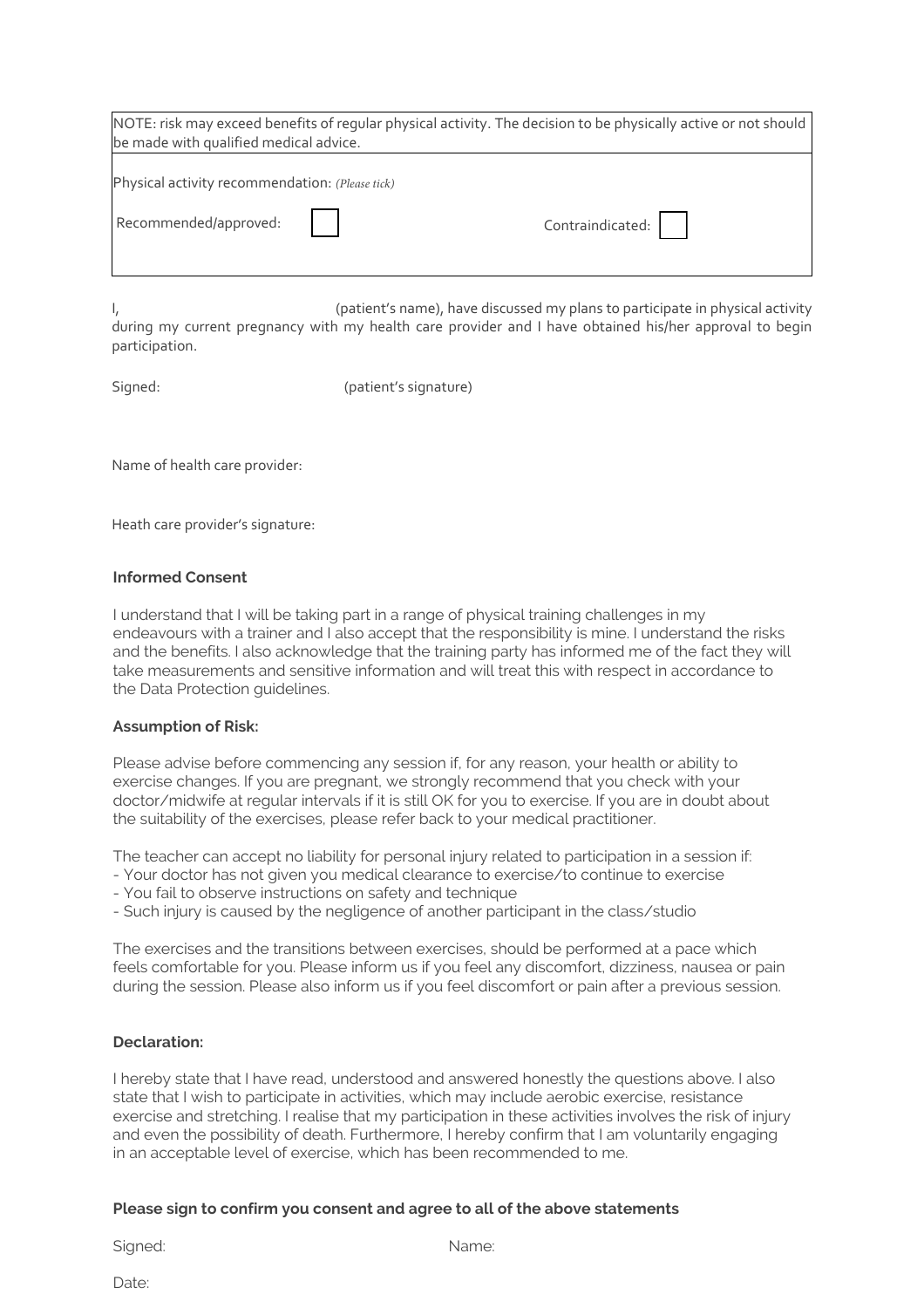NOTE: risk may exceed benefits of regular physical activity. The decision to be physically active or not should be made with qualified medical advice.

Physical activity recommendation: *(Please tick)*

Recommended/approved: ☐ Contraindicated: ☐

I, (patient's name), have discussed my plans to participate in physical activity during my current pregnancy with my health care provider and I have obtained his/her approval to begin participation.

Signed: (patient's signature)

Name of health care provider:

Heath care provider's signature:

**Informed Consent**

I understand that I will be taking part in a range of physical training challenges in my endeavours with a trainer and I also accept that the responsibility is mine. I understand the risks and the benefits. I also acknowledge that the training party has informed me of the fact they will take measurements and sensitive information and will treat this with respect in accordance to the Data Protection guidelines.

**Assumption of Risk:**

Please advise before commencing any session if, for any reason, your health or ability to exercise changes. If you are pregnant, we strongly recommend that you check with your doctor/midwife at regular intervals if it is still OK for you to exercise. If you are in doubt about the suitability of the exercises, please refer back to your medical practitioner.

The teacher can accept no liability for personal injury related to participation in a session if:
- Your doctor has not given you medical clearance to exercise/to continue to exercise
- You fail to observe instructions on safety and technique
- Such injury is caused by the negligence of another participant in the class/studio

The exercises and the transitions between exercises, should be performed at a pace which feels comfortable for you. Please inform us if you feel any discomfort, dizziness, nausea or pain during the session. Please also inform us if you feel discomfort or pain after a previous session.

**Declaration:**

I hereby state that I have read, understood and answered honestly the questions above. I also state that I wish to participate in activities, which may include aerobic exercise, resistance exercise and stretching. I realise that my participation in these activities involves the risk of injury and even the possibility of death. Furthermore, I hereby confirm that I am voluntarily engaging in an acceptable level of exercise, which has been recommended to me.

**Please sign to confirm you consent and agree to all of the above statements**

Signed: Name:

Date: